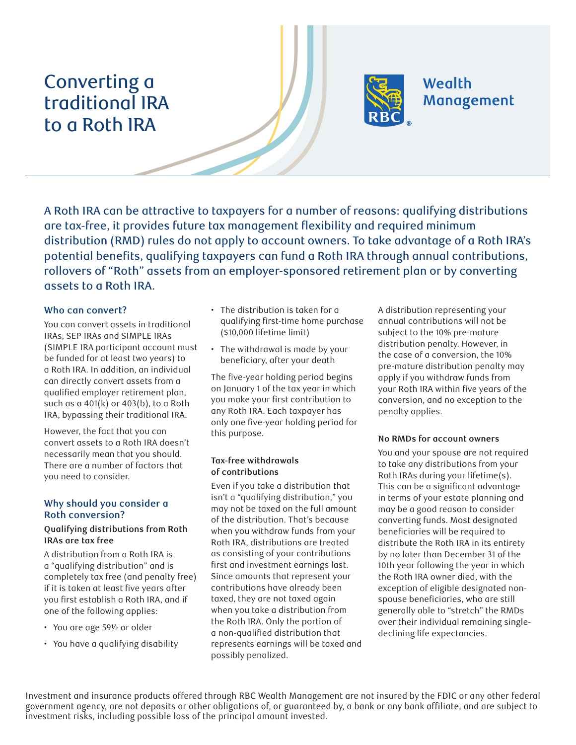# Converting a traditional IRA to a Roth IRA

Wealth Management

A Roth IRA can be attractive to taxpayers for a number of reasons: qualifying distributions are tax-free, it provides future tax management flexibility and required minimum distribution (RMD) rules do not apply to account owners. To take advantage of a Roth IRA's potential benefits, qualifying taxpayers can fund a Roth IRA through annual contributions, rollovers of "Roth" assets from an employer-sponsored retirement plan or by converting assets to a Roth IRA.

## Who can convert?

You can convert assets in traditional IRAs, SEP IRAs and SIMPLE IRAs (SIMPLE IRA participant account must be funded for at least two years) to a Roth IRA. In addition, an individual can directly convert assets from a qualified employer retirement plan, such as a 401(k) or 403(b), to a Roth IRA, bypassing their traditional IRA.

However, the fact that you can convert assets to a Roth IRA doesn't necessarily mean that you should. There are a number of factors that you need to consider.

## Why should you consider a Roth conversion?

### Qualifying distributions from Roth IRAs are tax free

A distribution from a Roth IRA is a "qualifying distribution" and is completely tax free (and penalty free) if it is taken at least five years after you first establish a Roth IRA, and if one of the following applies:

- You are age 59½ or older
- You have a qualifying disability
- The distribution is taken for a qualifying first-time home purchase ($10,000 lifetime limit)
- The withdrawal is made by your beneficiary, after your death

The five-year holding period begins on January 1 of the tax year in which you make your first contribution to any Roth IRA. Each taxpayer has only one five-year holding period for this purpose.

### Tax-free withdrawals of contributions

Even if you take a distribution that isn't a "qualifying distribution," you may not be taxed on the full amount of the distribution. That's because when you withdraw funds from your Roth IRA, distributions are treated as consisting of your contributions first and investment earnings last. Since amounts that represent your contributions have already been taxed, they are not taxed again when you take a distribution from the Roth IRA. Only the portion of a non-qualified distribution that represents earnings will be taxed and possibly penalized.

A distribution representing your annual contributions will not be subject to the 10% pre-mature distribution penalty. However, in the case of a conversion, the 10% pre-mature distribution penalty may apply if you withdraw funds from your Roth IRA within five years of the conversion, and no exception to the penalty applies.

### No RMDs for account owners

You and your spouse are not required to take any distributions from your Roth IRAs during your lifetime(s). This can be a significant advantage in terms of your estate planning and may be a good reason to consider converting funds. Most designated beneficiaries will be required to distribute the Roth IRA in its entirety by no later than December 31 of the 10th year following the year in which the Roth IRA owner died, with the exception of eligible designated non-spouse beneficiaries, who are still generally able to "stretch" the RMDs over their individual remaining single-declining life expectancies.

Investment and insurance products offered through RBC Wealth Management are not insured by the FDIC or any other federal government agency, are not deposits or other obligations of, or guaranteed by, a bank or any bank affiliate, and are subject to investment risks, including possible loss of the principal amount invested.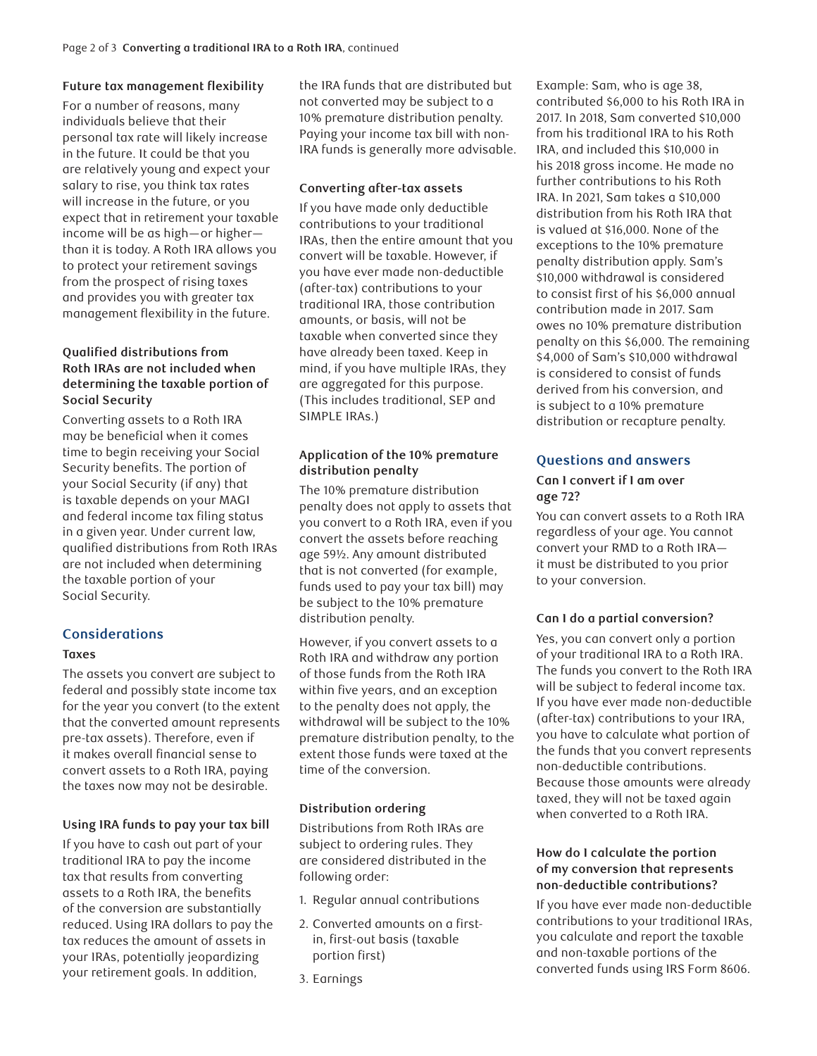#### Future tax management flexibility

For a number of reasons, many individuals believe that their personal tax rate will likely increase in the future. It could be that you are relatively young and expect your salary to rise, you think tax rates will increase in the future, or you expect that in retirement your taxable income will be as high—or higher—than it is today. A Roth IRA allows you to protect your retirement savings from the prospect of rising taxes and provides you with greater tax management flexibility in the future.

#### Qualified distributions from Roth IRAs are not included when determining the taxable portion of Social Security

Converting assets to a Roth IRA may be beneficial when it comes time to begin receiving your Social Security benefits. The portion of your Social Security (if any) that is taxable depends on your MAGI and federal income tax filing status in a given year. Under current law, qualified distributions from Roth IRAs are not included when determining the taxable portion of your Social Security.

## Considerations

#### Taxes

The assets you convert are subject to federal and possibly state income tax for the year you convert (to the extent that the converted amount represents pre-tax assets). Therefore, even if it makes overall financial sense to convert assets to a Roth IRA, paying the taxes now may not be desirable.

#### Using IRA funds to pay your tax bill

If you have to cash out part of your traditional IRA to pay the income tax that results from converting assets to a Roth IRA, the benefits of the conversion are substantially reduced. Using IRA dollars to pay the tax reduces the amount of assets in your IRAs, potentially jeopardizing your retirement goals. In addition, the IRA funds that are distributed but not converted may be subject to a 10% premature distribution penalty. Paying your income tax bill with non-IRA funds is generally more advisable.

#### Converting after-tax assets

If you have made only deductible contributions to your traditional IRAs, then the entire amount that you convert will be taxable. However, if you have ever made non-deductible (after-tax) contributions to your traditional IRA, those contribution amounts, or basis, will not be taxable when converted since they have already been taxed. Keep in mind, if you have multiple IRAs, they are aggregated for this purpose. (This includes traditional, SEP and SIMPLE IRAs.)

#### Application of the 10% premature distribution penalty

The 10% premature distribution penalty does not apply to assets that you convert to a Roth IRA, even if you convert the assets before reaching age 59½. Any amount distributed that is not converted (for example, funds used to pay your tax bill) may be subject to the 10% premature distribution penalty.

However, if you convert assets to a Roth IRA and withdraw any portion of those funds from the Roth IRA within five years, and an exception to the penalty does not apply, the withdrawal will be subject to the 10% premature distribution penalty, to the extent those funds were taxed at the time of the conversion.

#### Distribution ordering

Distributions from Roth IRAs are subject to ordering rules. They are considered distributed in the following order:

1. Regular annual contributions
2. Converted amounts on a first-in, first-out basis (taxable portion first)
3. Earnings

Example: Sam, who is age 38, contributed $6,000 to his Roth IRA in 2017. In 2018, Sam converted $10,000 from his traditional IRA to his Roth IRA, and included this $10,000 in his 2018 gross income. He made no further contributions to his Roth IRA. In 2021, Sam takes a $10,000 distribution from his Roth IRA that is valued at $16,000. None of the exceptions to the 10% premature penalty distribution apply. Sam's $10,000 withdrawal is considered to consist first of his $6,000 annual contribution made in 2017. Sam owes no 10% premature distribution penalty on this $6,000. The remaining $4,000 of Sam's $10,000 withdrawal is considered to consist of funds derived from his conversion, and is subject to a 10% premature distribution or recapture penalty.

## Questions and answers

#### Can I convert if I am over age 72?

You can convert assets to a Roth IRA regardless of your age. You cannot convert your RMD to a Roth IRA—it must be distributed to you prior to your conversion.

#### Can I do a partial conversion?

Yes, you can convert only a portion of your traditional IRA to a Roth IRA. The funds you convert to the Roth IRA will be subject to federal income tax. If you have ever made non-deductible (after-tax) contributions to your IRA, you have to calculate what portion of the funds that you convert represents non-deductible contributions. Because those amounts were already taxed, they will not be taxed again when converted to a Roth IRA.

#### How do I calculate the portion of my conversion that represents non-deductible contributions?

If you have ever made non-deductible contributions to your traditional IRAs, you calculate and report the taxable and non-taxable portions of the converted funds using IRS Form 8606.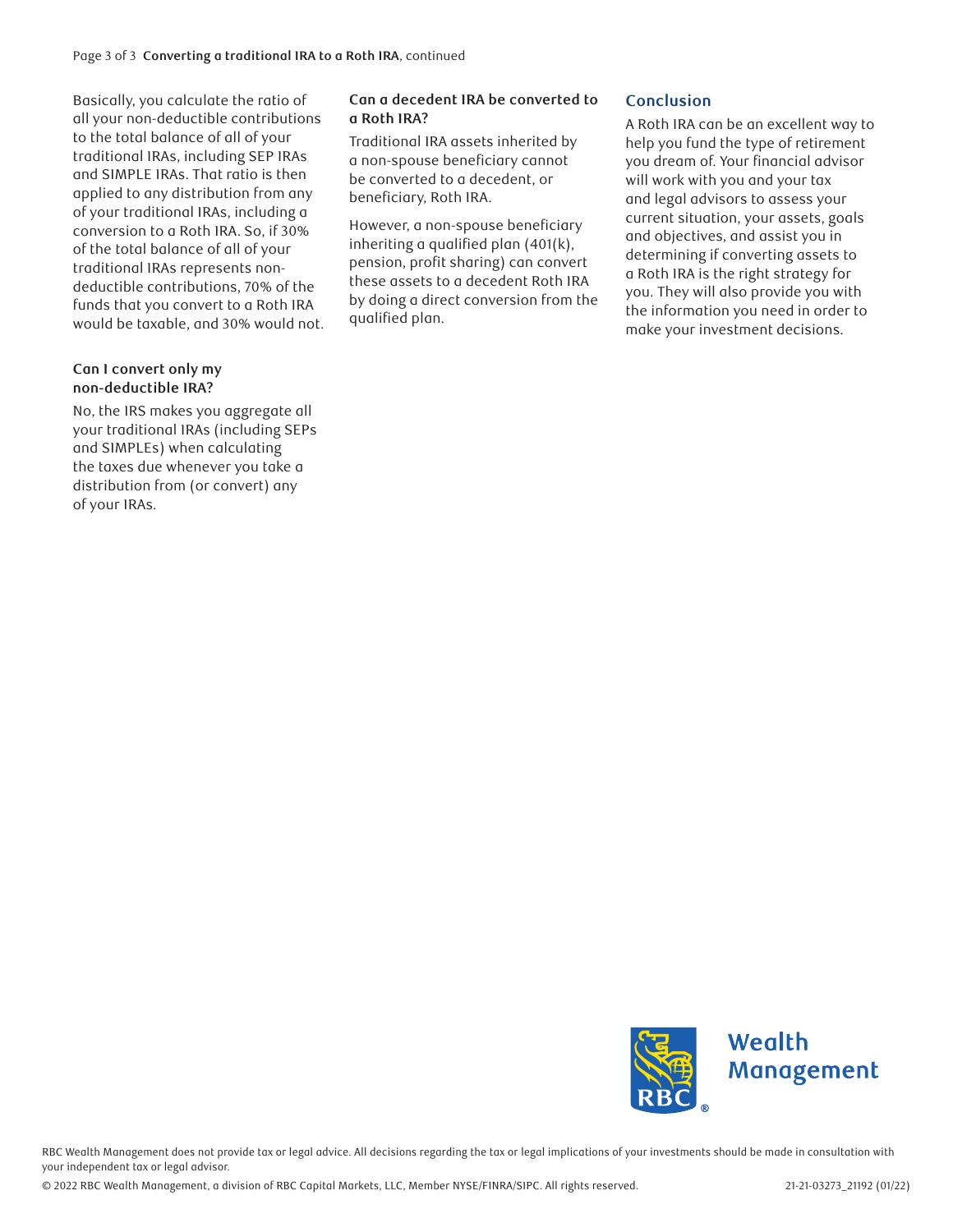Basically, you calculate the ratio of all your non-deductible contributions to the total balance of all of your traditional IRAs, including SEP IRAs and SIMPLE IRAs. That ratio is then applied to any distribution from any of your traditional IRAs, including a conversion to a Roth IRA. So, if 30% of the total balance of all of your traditional IRAs represents non-deductible contributions, 70% of the funds that you convert to a Roth IRA would be taxable, and 30% would not.

**Can I convert only my non-deductible IRA?**

No, the IRS makes you aggregate all your traditional IRAs (including SEPs and SIMPLEs) when calculating the taxes due whenever you take a distribution from (or convert) any of your IRAs.

**Can a decedent IRA be converted to a Roth IRA?**

Traditional IRA assets inherited by a non-spouse beneficiary cannot be converted to a decedent, or beneficiary, Roth IRA.

However, a non-spouse beneficiary inheriting a qualified plan (401(k), pension, profit sharing) can convert these assets to a decedent Roth IRA by doing a direct conversion from the qualified plan.

## Conclusion

A Roth IRA can be an excellent way to help you fund the type of retirement you dream of. Your financial advisor will work with you and your tax and legal advisors to assess your current situation, your assets, goals and objectives, and assist you in determining if converting assets to a Roth IRA is the right strategy for you. They will also provide you with the information you need in order to make your investment decisions.

RBC Wealth Management

RBC Wealth Management does not provide tax or legal advice. All decisions regarding the tax or legal implications of your investments should be made in consultation with your independent tax or legal advisor.

© 2022 RBC Wealth Management, a division of RBC Capital Markets, LLC, Member NYSE/FINRA/SIPC. All rights reserved. 21-21-03273_21192 (01/22)